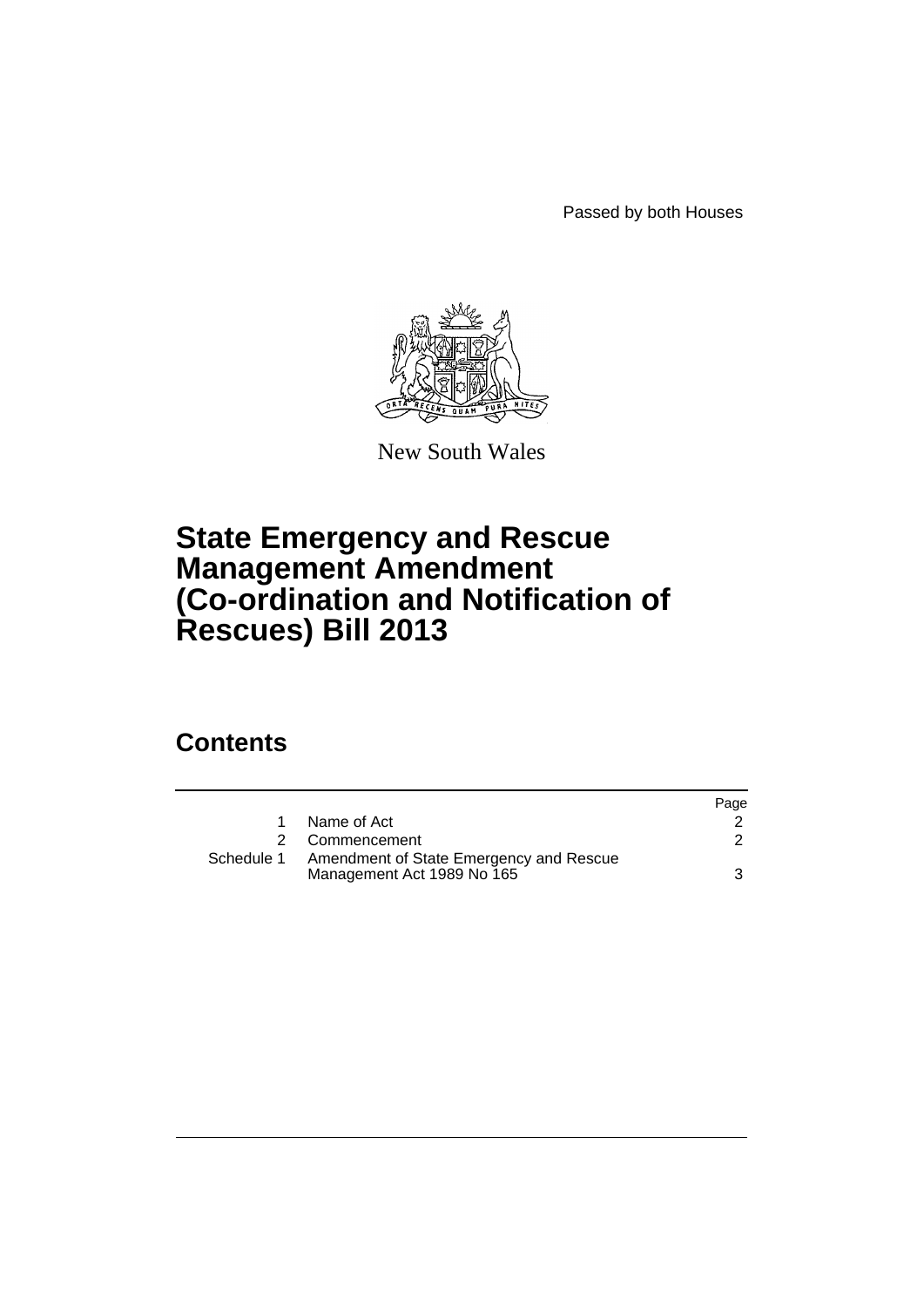Passed by both Houses

New South Wales

# State Emergency and Rescue Management Amendment (Co-ordination and Notification of Rescues) Bill 2013

## Contents

| | | Page |
|---|---|---|
| 1 | Name of Act | 2 |
| 2 | Commencement | 2 |
| Schedule 1 | Amendment of State Emergency and Rescue Management Act 1989 No 165 | 3 |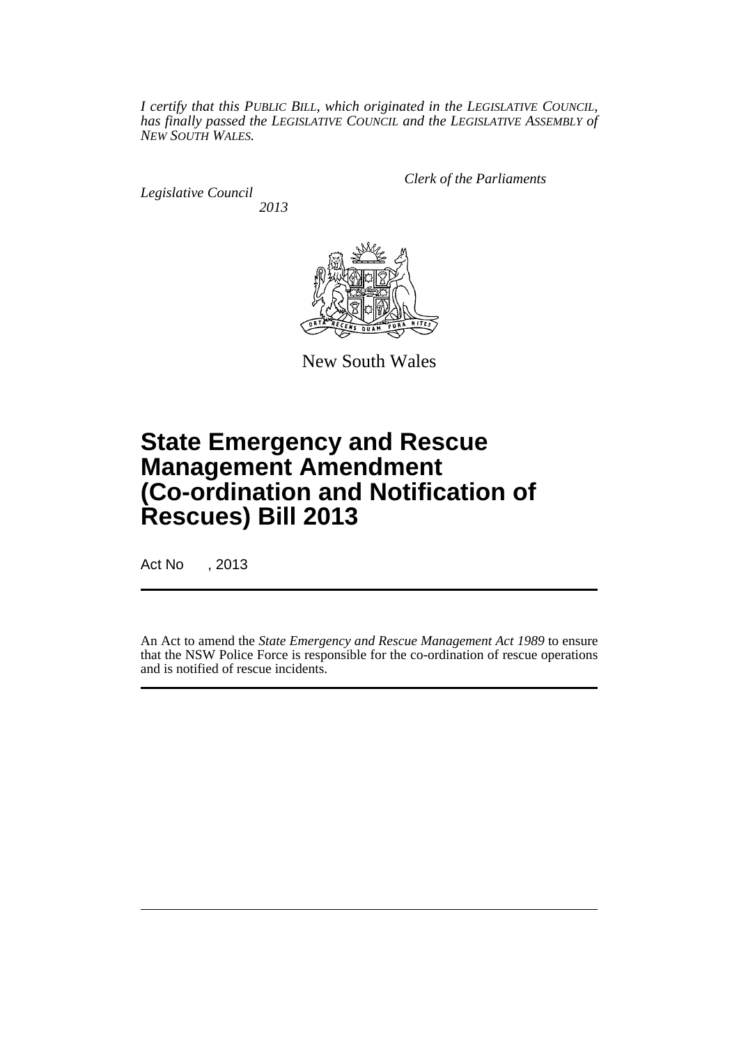*I certify that this PUBLIC BILL, which originated in the LEGISLATIVE COUNCIL, has finally passed the LEGISLATIVE COUNCIL and the LEGISLATIVE ASSEMBLY of NEW SOUTH WALES.*

*Clerk of the Parliaments*

*Legislative Council*

*2013*

New South Wales

# State Emergency and Rescue Management Amendment (Co-ordination and Notification of Rescues) Bill 2013

Act No , 2013

An Act to amend the *State Emergency and Rescue Management Act 1989* to ensure that the NSW Police Force is responsible for the co-ordination of rescue operations and is notified of rescue incidents.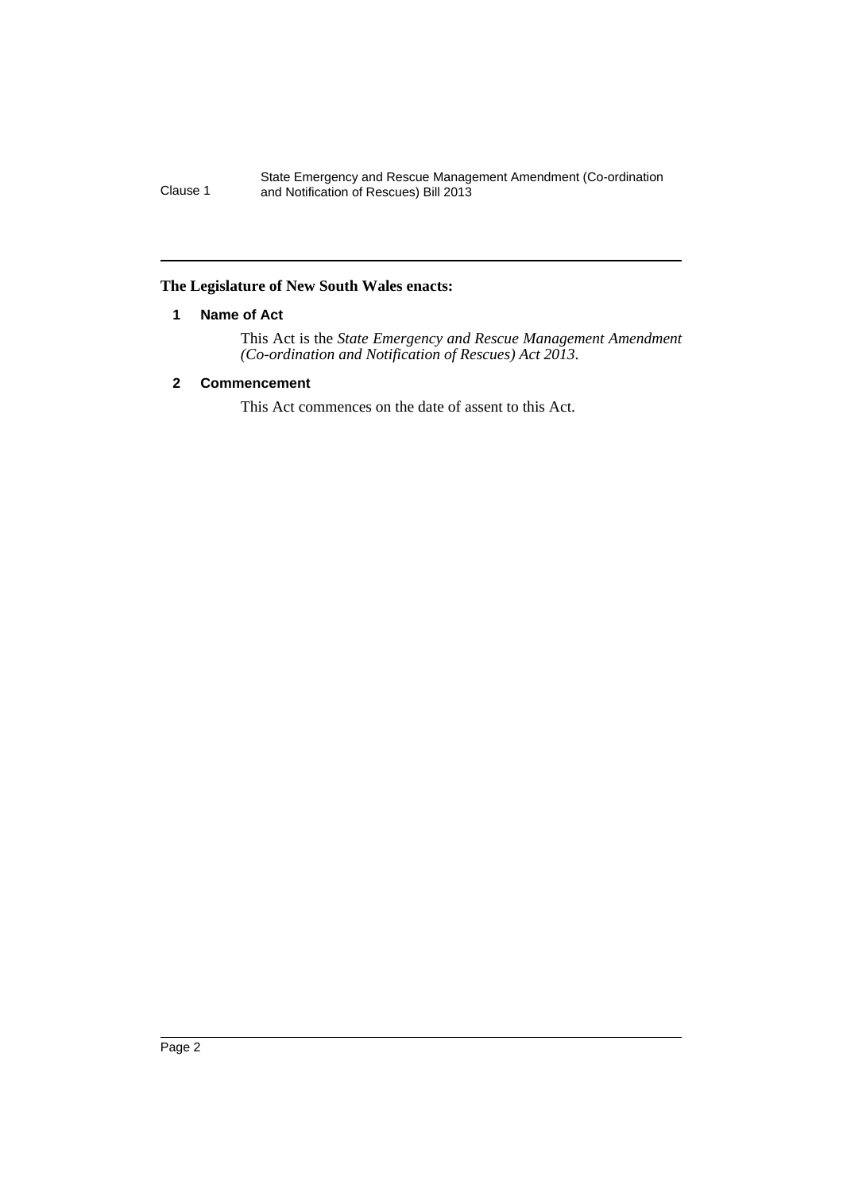**The Legislature of New South Wales enacts:**

## 1 Name of Act

This Act is the *State Emergency and Rescue Management Amendment (Co-ordination and Notification of Rescues) Act 2013*.

## 2 Commencement

This Act commences on the date of assent to this Act.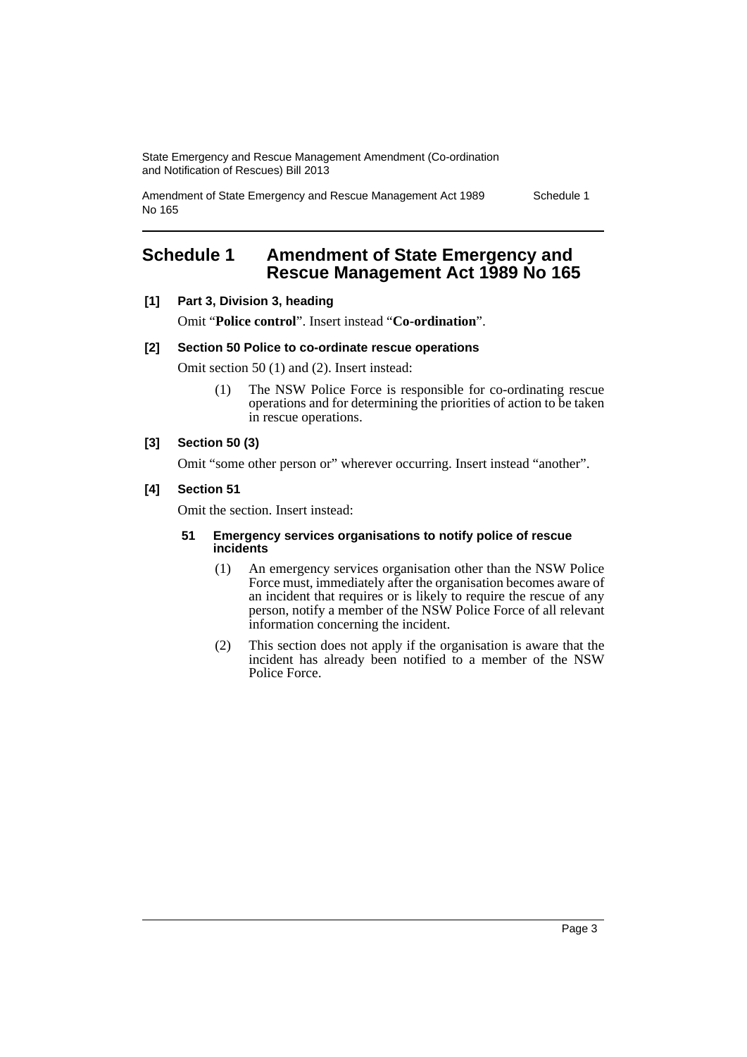# Schedule 1 Amendment of State Emergency and Rescue Management Act 1989 No 165

**[1] Part 3, Division 3, heading**

Omit "**Police control**". Insert instead "**Co-ordination**".

**[2] Section 50 Police to co-ordinate rescue operations**

Omit section 50 (1) and (2). Insert instead:

> (1) The NSW Police Force is responsible for co-ordinating rescue operations and for determining the priorities of action to be taken in rescue operations.

**[3] Section 50 (3)**

Omit "some other person or" wherever occurring. Insert instead "another".

**[4] Section 51**

Omit the section. Insert instead:

> **51 Emergency services organisations to notify police of rescue incidents**
>
> (1) An emergency services organisation other than the NSW Police Force must, immediately after the organisation becomes aware of an incident that requires or is likely to require the rescue of any person, notify a member of the NSW Police Force of all relevant information concerning the incident.
>
> (2) This section does not apply if the organisation is aware that the incident has already been notified to a member of the NSW Police Force.